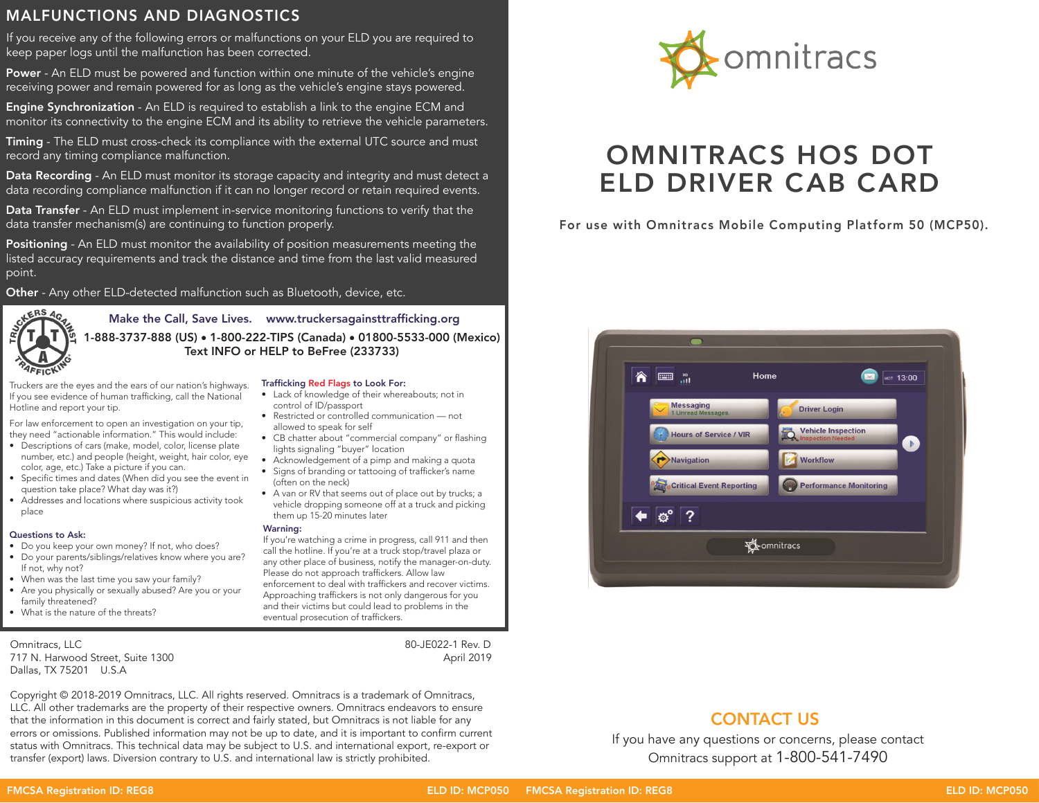## MALFUNCTIONS AND DIAGNOSTICS

If you receive any of the following errors or malfunctions on your ELD you are required to keep paper logs until the malfunction has been corrected.

**Power** - An ELD must be powered and function within one minute of the vehicle's engine receiving power and remain powered for as long as the vehicle's engine stays powered.

**Engine Synchronization** - An ELD is required to establish a link to the engine ECM and monitor its connectivity to the engine ECM and its ability to retrieve the vehicle parameters.

**Timing** - The ELD must cross-check its compliance with the external UTC source and must record any timing compliance malfunction.

**Data Recording** - An ELD must monitor its storage capacity and integrity and must detect a data recording compliance malfunction if it can no longer record or retain required events.

**Data Transfer** - An ELD must implement in-service monitoring functions to verify that the data transfer mechanism(s) are continuing to function properly.

**Positioning** - An ELD must monitor the availability of position measurements meeting the listed accuracy requirements and track the distance and time from the last valid measured point.

**Other** - Any other ELD-detected malfunction such as Bluetooth, device, etc.

**Make the Call, Save Lives. www.truckersagainsttrafficking.org**

**1-888-3737-888 (US) • 1-800-222-TIPS (Canada) • 01800-5533-000 (Mexico)**
**Text INFO or HELP to BeFree (233733)**

Truckers are the eyes and the ears of our nation's highways. If you see evidence of human trafficking, call the National Hotline and report your tip.

For law enforcement to open an investigation on your tip, they need "actionable information." This would include:

- Descriptions of cars (make, model, color, license plate number, etc.) and people (height, weight, hair color, eye color, age, etc.) Take a picture if you can.
- Specific times and dates (When did you see the event in question take place? What day was it?)
- Addresses and locations where suspicious activity took place

**Questions to Ask:**

- Do you keep your own money? If not, who does?
- Do your parents/siblings/relatives know where you are? If not, why not?
- When was the last time you saw your family?
- Are you physically or sexually abused? Are you or your family threatened?
- What is the nature of the threats?

**Trafficking Red Flags to Look For:**

- Lack of knowledge of their whereabouts; not in control of ID/passport
- Restricted or controlled communication — not allowed to speak for self
- CB chatter about "commercial company" or flashing lights signaling "buyer" location
- Acknowledgement of a pimp and making a quota
- Signs of branding or tattooing of trafficker's name (often on the neck)
- A van or RV that seems out of place out by trucks; a vehicle dropping someone off at a truck and picking them up 15-20 minutes later

**Warning:**
If you're watching a crime in progress, call 911 and then call the hotline. If you're at a truck stop/travel plaza or any other place of business, notify the manager-on-duty. Please do not approach traffickers. Allow law enforcement to deal with traffickers and recover victims. Approaching traffickers is not only dangerous for you and their victims but could lead to problems in the eventual prosecution of traffickers.

Omnitracs, LLC
717 N. Harwood Street, Suite 1300
Dallas, TX 75201 U.S.A

80-JE022-1 Rev. D
April 2019

Copyright © 2018-2019 Omnitracs, LLC. All rights reserved. Omnitracs is a trademark of Omnitracs, LLC. All other trademarks are the property of their respective owners. Omnitracs endeavors to ensure that the information in this document is correct and fairly stated, but Omnitracs is not liable for any errors or omissions. Published information may not be up to date, and it is important to confirm current status with Omnitracs. This technical data may be subject to U.S. and international export, re-export or transfer (export) laws. Diversion contrary to U.S. and international law is strictly prohibited.

FMCSA Registration ID: REG8 ELD ID: MCP050

omnitracs

# OMNITRACS HOS DOT ELD DRIVER CAB CARD

**For use with Omnitracs Mobile Computing Platform 50 (MCP50).**

## CONTACT US

If you have any questions or concerns, please contact Omnitracs support at 1-800-541-7490

FMCSA Registration ID: REG8 ELD ID: MCP050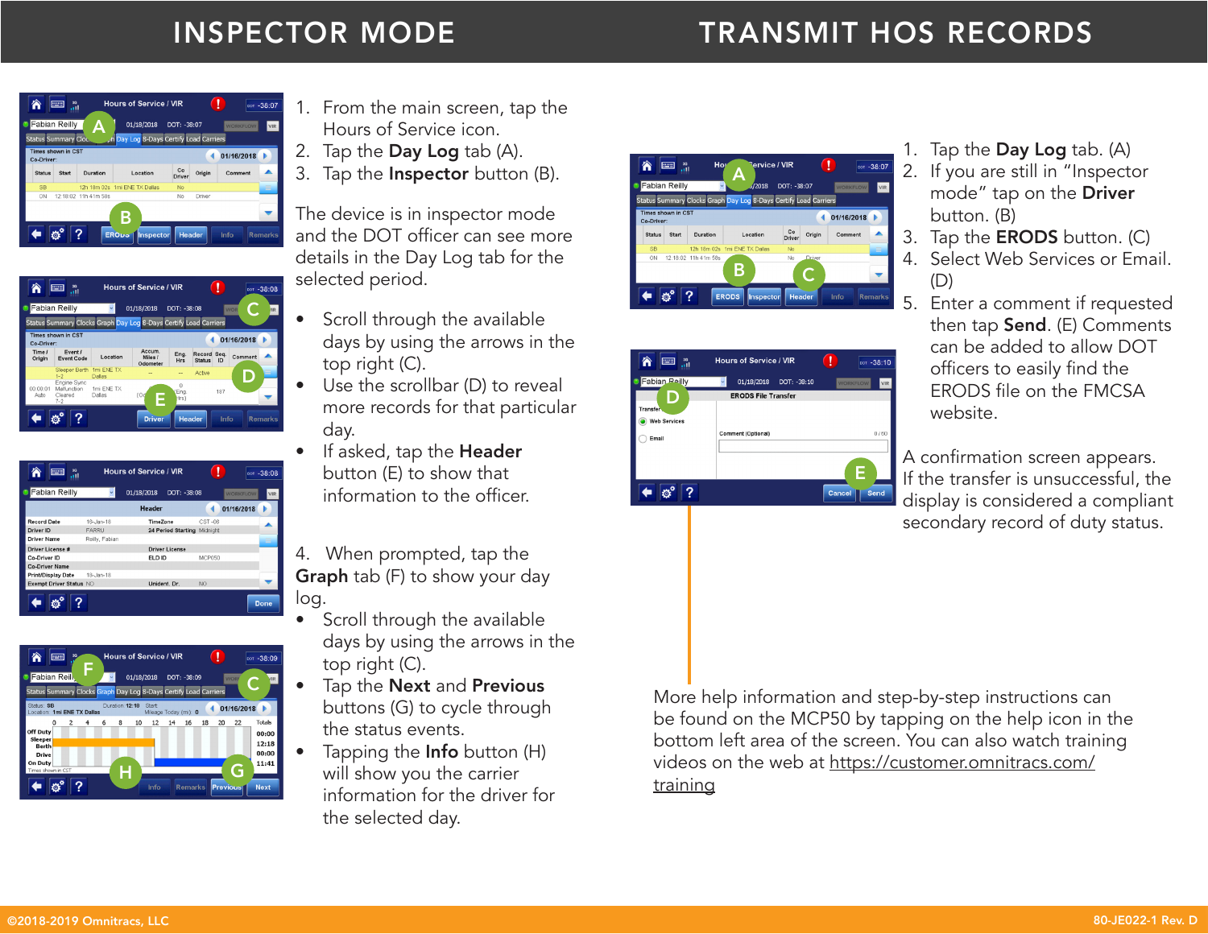# INSPECTOR MODE

1. From the main screen, tap the Hours of Service icon.
2. Tap the **Day Log** tab (A).
3. Tap the **Inspector** button (B).

The device is in inspector mode and the DOT officer can see more details in the Day Log tab for the selected period.

- Scroll through the available days by using the arrows in the top right (C).
- Use the scrollbar (D) to reveal more records for that particular day.
- If asked, tap the **Header** button (E) to show that information to the officer.

4. When prompted, tap the **Graph** tab (F) to show your day log.

- Scroll through the available days by using the arrows in the top right (C).
- Tap the **Next** and **Previous** buttons (G) to cycle through the status events.
- Tapping the **Info** button (H) will show you the carrier information for the driver for the selected day.

# TRANSMIT HOS RECORDS

1. Tap the **Day Log** tab. (A)
2. If you are still in "Inspector mode" tap on the **Driver** button. (B)
3. Tap the **ERODS** button. (C)
4. Select Web Services or Email. (D)
5. Enter a comment if requested then tap **Send**. (E) Comments can be added to allow DOT officers to easily find the ERODS file on the FMCSA website.

A confirmation screen appears. If the transfer is unsuccessful, the display is considered a compliant secondary record of duty status.

More help information and step-by-step instructions can be found on the MCP50 by tapping on the help icon in the bottom left area of the screen. You can also watch training videos on the web at https://customer.omnitracs.com/training

©2018-2019 Omnitracs, LLC

80-JE022-1 Rev. D